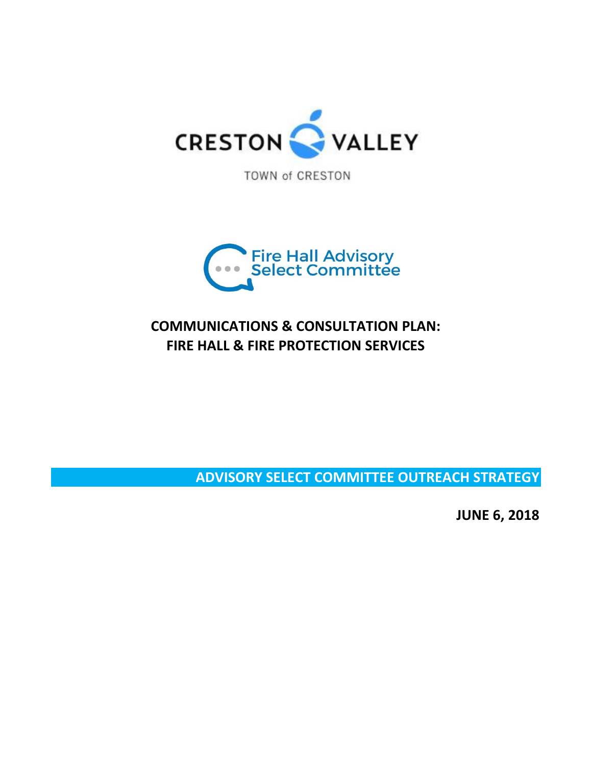CRESTON VALLEY

TOWN of CRESTON

Fire Hall Advisory Select Committee

# COMMUNICATIONS & CONSULTATION PLAN: FIRE HALL & FIRE PROTECTION SERVICES

## ADVISORY SELECT COMMITTEE OUTREACH STRATEGY

**JUNE 6, 2018**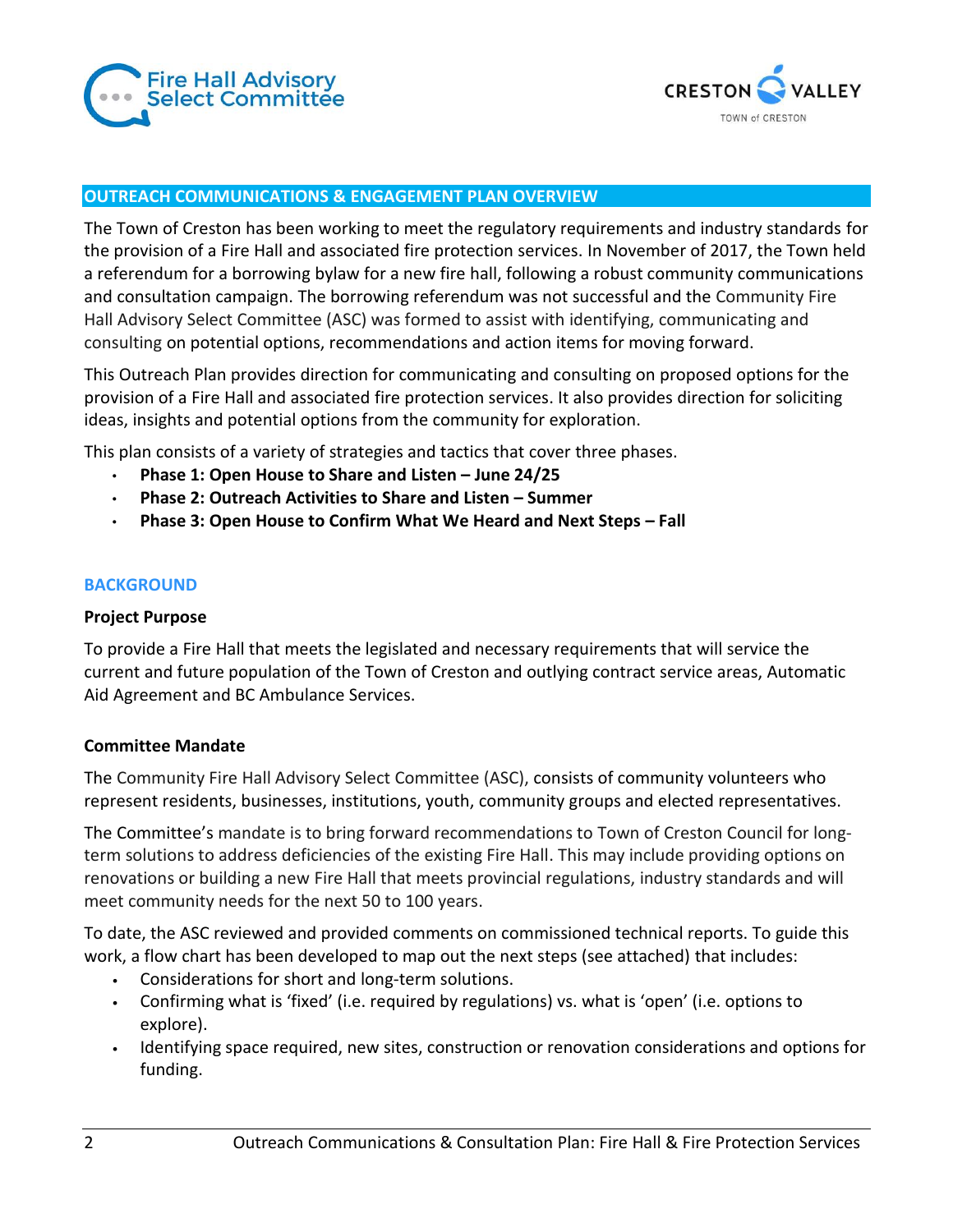## OUTREACH COMMUNICATIONS & ENGAGEMENT PLAN OVERVIEW

The Town of Creston has been working to meet the regulatory requirements and industry standards for the provision of a Fire Hall and associated fire protection services. In November of 2017, the Town held a referendum for a borrowing bylaw for a new fire hall, following a robust community communications and consultation campaign. The borrowing referendum was not successful and the Community Fire Hall Advisory Select Committee (ASC) was formed to assist with identifying, communicating and consulting on potential options, recommendations and action items for moving forward.

This Outreach Plan provides direction for communicating and consulting on proposed options for the provision of a Fire Hall and associated fire protection services. It also provides direction for soliciting ideas, insights and potential options from the community for exploration.

This plan consists of a variety of strategies and tactics that cover three phases.

- **Phase 1: Open House to Share and Listen – June 24/25**
- **Phase 2: Outreach Activities to Share and Listen – Summer**
- **Phase 3: Open House to Confirm What We Heard and Next Steps – Fall**

## BACKGROUND

### Project Purpose

To provide a Fire Hall that meets the legislated and necessary requirements that will service the current and future population of the Town of Creston and outlying contract service areas, Automatic Aid Agreement and BC Ambulance Services.

### Committee Mandate

The Community Fire Hall Advisory Select Committee (ASC), consists of community volunteers who represent residents, businesses, institutions, youth, community groups and elected representatives.

The Committee's mandate is to bring forward recommendations to Town of Creston Council for long-term solutions to address deficiencies of the existing Fire Hall. This may include providing options on renovations or building a new Fire Hall that meets provincial regulations, industry standards and will meet community needs for the next 50 to 100 years.

To date, the ASC reviewed and provided comments on commissioned technical reports. To guide this work, a flow chart has been developed to map out the next steps (see attached) that includes:

- Considerations for short and long-term solutions.
- Confirming what is 'fixed' (i.e. required by regulations) vs. what is 'open' (i.e. options to explore).
- Identifying space required, new sites, construction or renovation considerations and options for funding.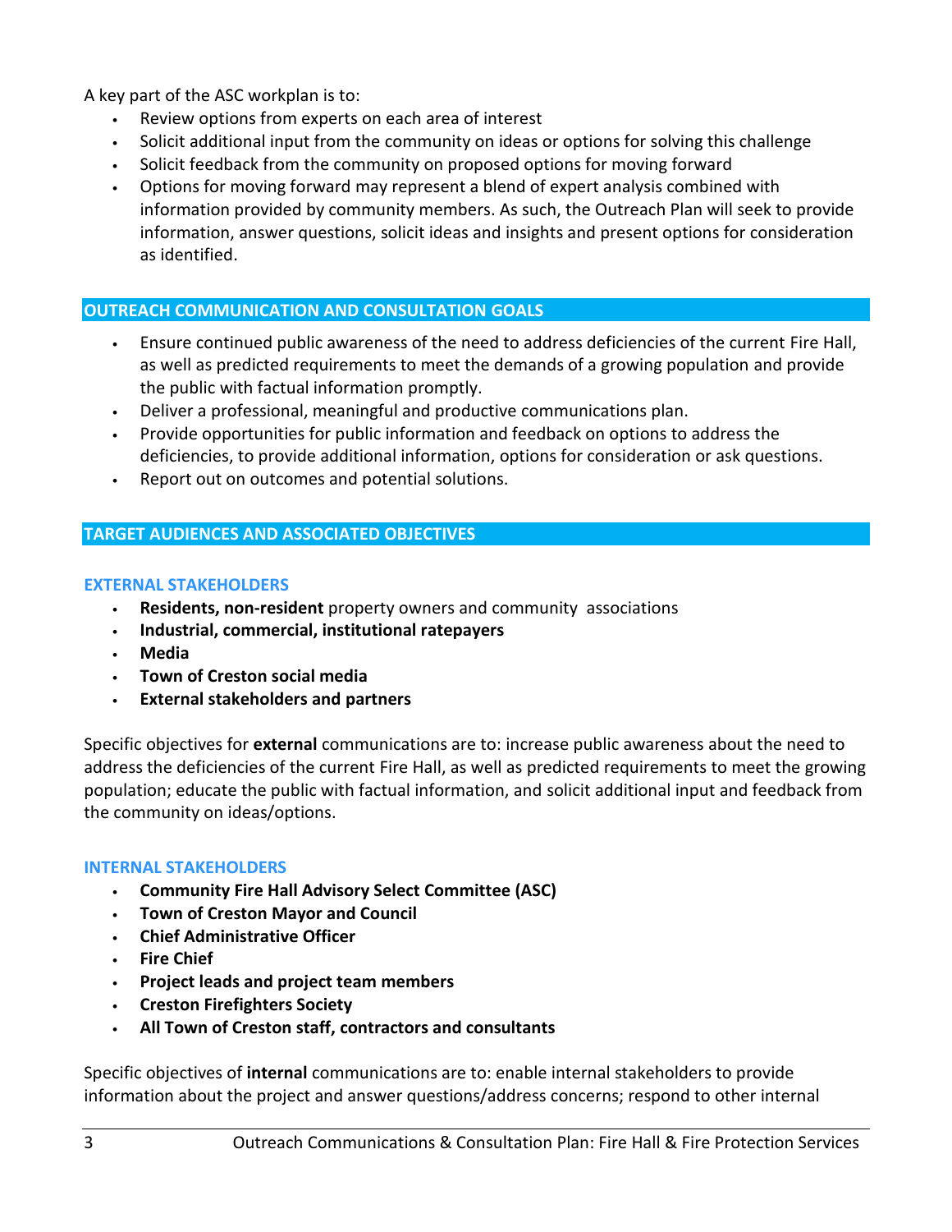A key part of the ASC workplan is to:

- Review options from experts on each area of interest
- Solicit additional input from the community on ideas or options for solving this challenge
- Solicit feedback from the community on proposed options for moving forward
- Options for moving forward may represent a blend of expert analysis combined with information provided by community members. As such, the Outreach Plan will seek to provide information, answer questions, solicit ideas and insights and present options for consideration as identified.

## OUTREACH COMMUNICATION AND CONSULTATION GOALS

- Ensure continued public awareness of the need to address deficiencies of the current Fire Hall, as well as predicted requirements to meet the demands of a growing population and provide the public with factual information promptly.
- Deliver a professional, meaningful and productive communications plan.
- Provide opportunities for public information and feedback on options to address the deficiencies, to provide additional information, options for consideration or ask questions.
- Report out on outcomes and potential solutions.

## TARGET AUDIENCES AND ASSOCIATED OBJECTIVES

### EXTERNAL STAKEHOLDERS

- **Residents, non-resident** property owners and community associations
- **Industrial, commercial, institutional ratepayers**
- **Media**
- **Town of Creston social media**
- **External stakeholders and partners**

Specific objectives for **external** communications are to: increase public awareness about the need to address the deficiencies of the current Fire Hall, as well as predicted requirements to meet the growing population; educate the public with factual information, and solicit additional input and feedback from the community on ideas/options.

### INTERNAL STAKEHOLDERS

- **Community Fire Hall Advisory Select Committee (ASC)**
- **Town of Creston Mayor and Council**
- **Chief Administrative Officer**
- **Fire Chief**
- **Project leads and project team members**
- **Creston Firefighters Society**
- **All Town of Creston staff, contractors and consultants**

Specific objectives of **internal** communications are to: enable internal stakeholders to provide information about the project and answer questions/address concerns; respond to other internal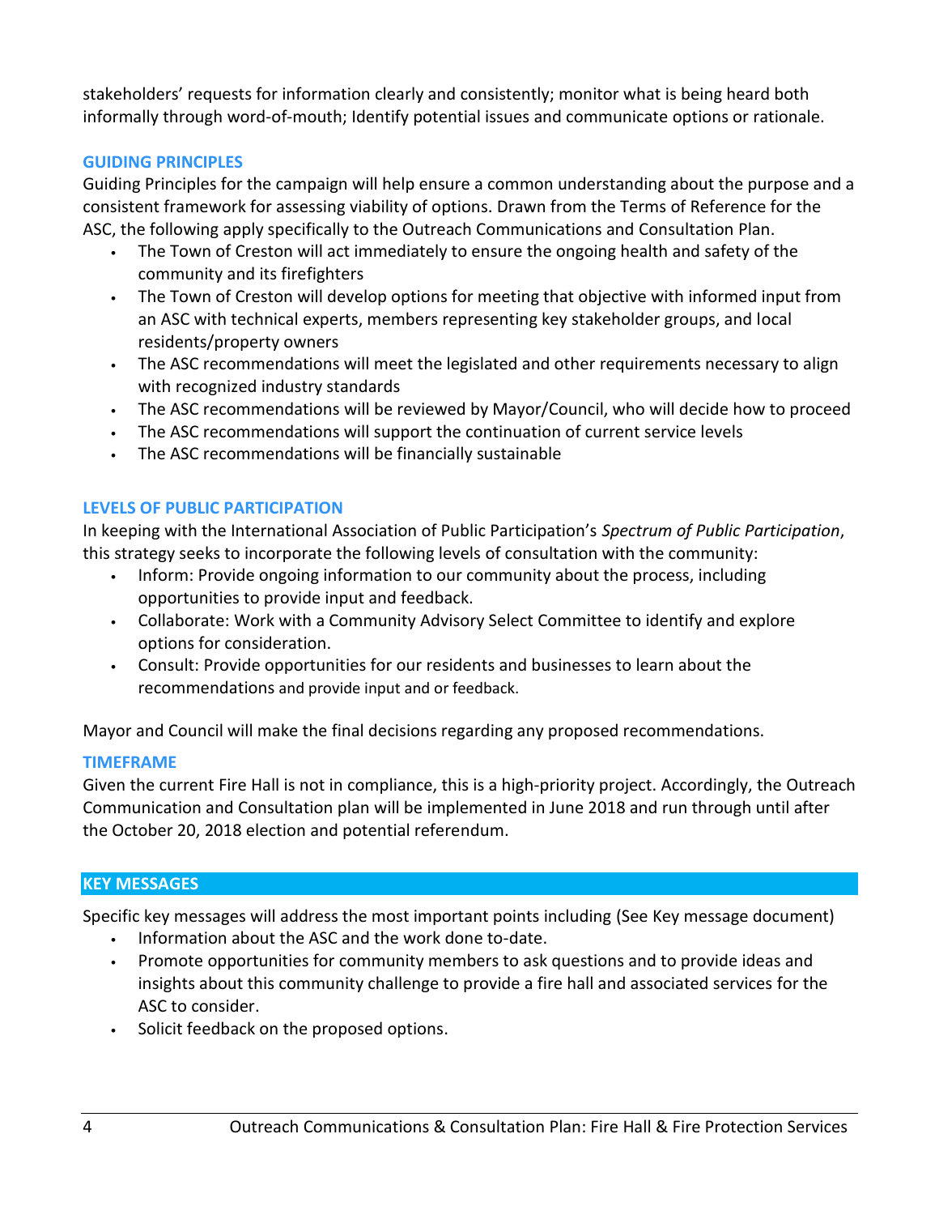stakeholders' requests for information clearly and consistently; monitor what is being heard both informally through word-of-mouth; Identify potential issues and communicate options or rationale.

### GUIDING PRINCIPLES

Guiding Principles for the campaign will help ensure a common understanding about the purpose and a consistent framework for assessing viability of options. Drawn from the Terms of Reference for the ASC, the following apply specifically to the Outreach Communications and Consultation Plan.

- The Town of Creston will act immediately to ensure the ongoing health and safety of the community and its firefighters
- The Town of Creston will develop options for meeting that objective with informed input from an ASC with technical experts, members representing key stakeholder groups, and local residents/property owners
- The ASC recommendations will meet the legislated and other requirements necessary to align with recognized industry standards
- The ASC recommendations will be reviewed by Mayor/Council, who will decide how to proceed
- The ASC recommendations will support the continuation of current service levels
- The ASC recommendations will be financially sustainable

### LEVELS OF PUBLIC PARTICIPATION

In keeping with the International Association of Public Participation's *Spectrum of Public Participation*, this strategy seeks to incorporate the following levels of consultation with the community:

- Inform: Provide ongoing information to our community about the process, including opportunities to provide input and feedback.
- Collaborate: Work with a Community Advisory Select Committee to identify and explore options for consideration.
- Consult: Provide opportunities for our residents and businesses to learn about the recommendations and provide input and or feedback.

Mayor and Council will make the final decisions regarding any proposed recommendations.

### TIMEFRAME

Given the current Fire Hall is not in compliance, this is a high-priority project. Accordingly, the Outreach Communication and Consultation plan will be implemented in June 2018 and run through until after the October 20, 2018 election and potential referendum.

## KEY MESSAGES

Specific key messages will address the most important points including (See Key message document)

- Information about the ASC and the work done to-date.
- Promote opportunities for community members to ask questions and to provide ideas and insights about this community challenge to provide a fire hall and associated services for the ASC to consider.
- Solicit feedback on the proposed options.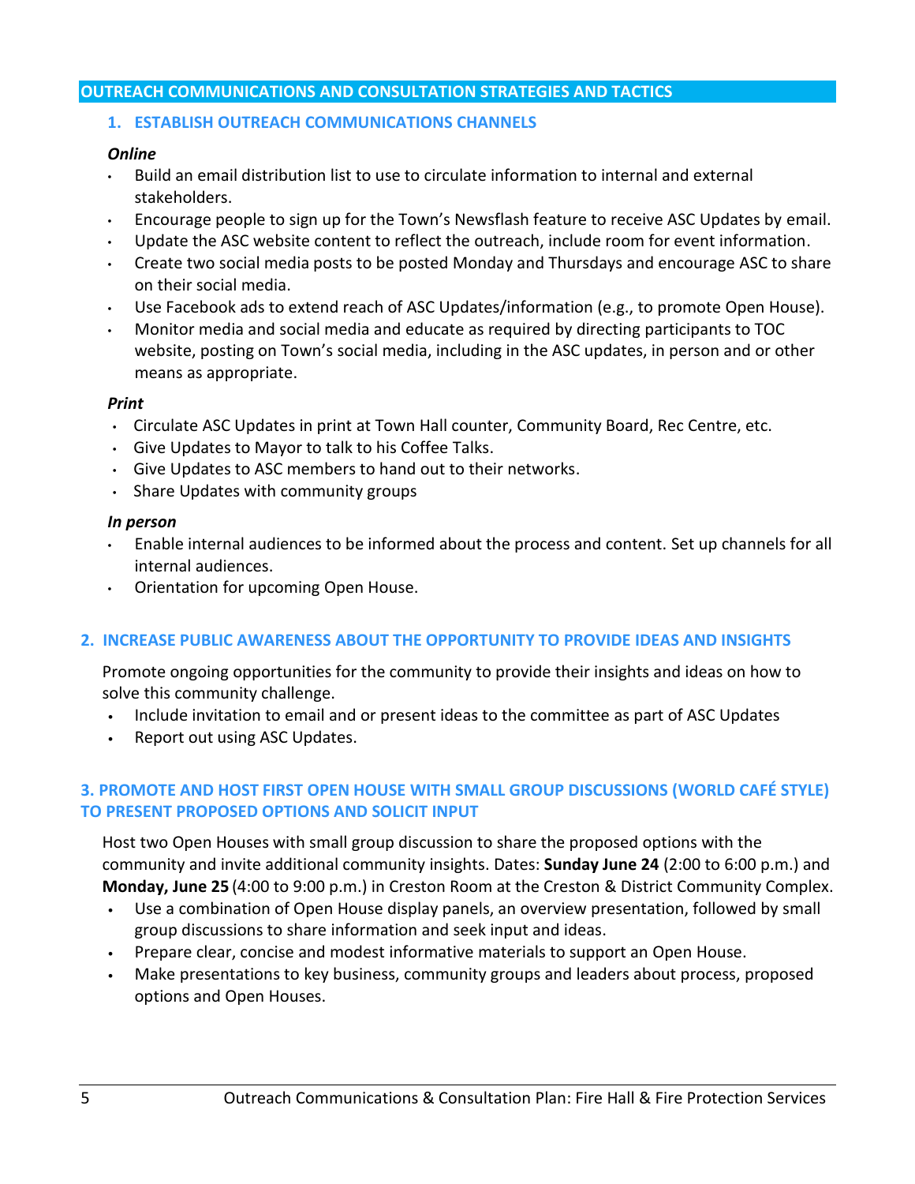## OUTREACH COMMUNICATIONS AND CONSULTATION STRATEGIES AND TACTICS

### 1. ESTABLISH OUTREACH COMMUNICATIONS CHANNELS

***Online***

- Build an email distribution list to use to circulate information to internal and external stakeholders.
- Encourage people to sign up for the Town's Newsflash feature to receive ASC Updates by email.
- Update the ASC website content to reflect the outreach, include room for event information.
- Create two social media posts to be posted Monday and Thursdays and encourage ASC to share on their social media.
- Use Facebook ads to extend reach of ASC Updates/information (e.g., to promote Open House).
- Monitor media and social media and educate as required by directing participants to TOC website, posting on Town's social media, including in the ASC updates, in person and or other means as appropriate.

***Print***

- Circulate ASC Updates in print at Town Hall counter, Community Board, Rec Centre, etc.
- Give Updates to Mayor to talk to his Coffee Talks.
- Give Updates to ASC members to hand out to their networks.
- Share Updates with community groups

***In person***

- Enable internal audiences to be informed about the process and content. Set up channels for all internal audiences.
- Orientation for upcoming Open House.

### 2. INCREASE PUBLIC AWARENESS ABOUT THE OPPORTUNITY TO PROVIDE IDEAS AND INSIGHTS

Promote ongoing opportunities for the community to provide their insights and ideas on how to solve this community challenge.

- Include invitation to email and or present ideas to the committee as part of ASC Updates
- Report out using ASC Updates.

### 3. PROMOTE AND HOST FIRST OPEN HOUSE WITH SMALL GROUP DISCUSSIONS (WORLD CAFÉ STYLE) TO PRESENT PROPOSED OPTIONS AND SOLICIT INPUT

Host two Open Houses with small group discussion to share the proposed options with the community and invite additional community insights. Dates: **Sunday June 24** (2:00 to 6:00 p.m.) and **Monday, June 25** (4:00 to 9:00 p.m.) in Creston Room at the Creston & District Community Complex.

- Use a combination of Open House display panels, an overview presentation, followed by small group discussions to share information and seek input and ideas.
- Prepare clear, concise and modest informative materials to support an Open House.
- Make presentations to key business, community groups and leaders about process, proposed options and Open Houses.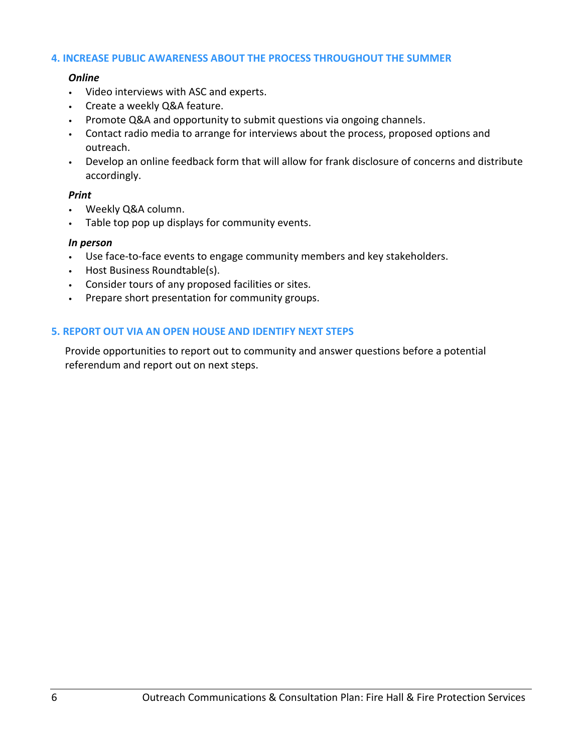### 4. INCREASE PUBLIC AWARENESS ABOUT THE PROCESS THROUGHOUT THE SUMMER

***Online***

- Video interviews with ASC and experts.
- Create a weekly Q&A feature.
- Promote Q&A and opportunity to submit questions via ongoing channels.
- Contact radio media to arrange for interviews about the process, proposed options and outreach.
- Develop an online feedback form that will allow for frank disclosure of concerns and distribute accordingly.

***Print***

- Weekly Q&A column.
- Table top pop up displays for community events.

***In person***

- Use face-to-face events to engage community members and key stakeholders.
- Host Business Roundtable(s).
- Consider tours of any proposed facilities or sites.
- Prepare short presentation for community groups.

### 5. REPORT OUT VIA AN OPEN HOUSE AND IDENTIFY NEXT STEPS

Provide opportunities to report out to community and answer questions before a potential referendum and report out on next steps.